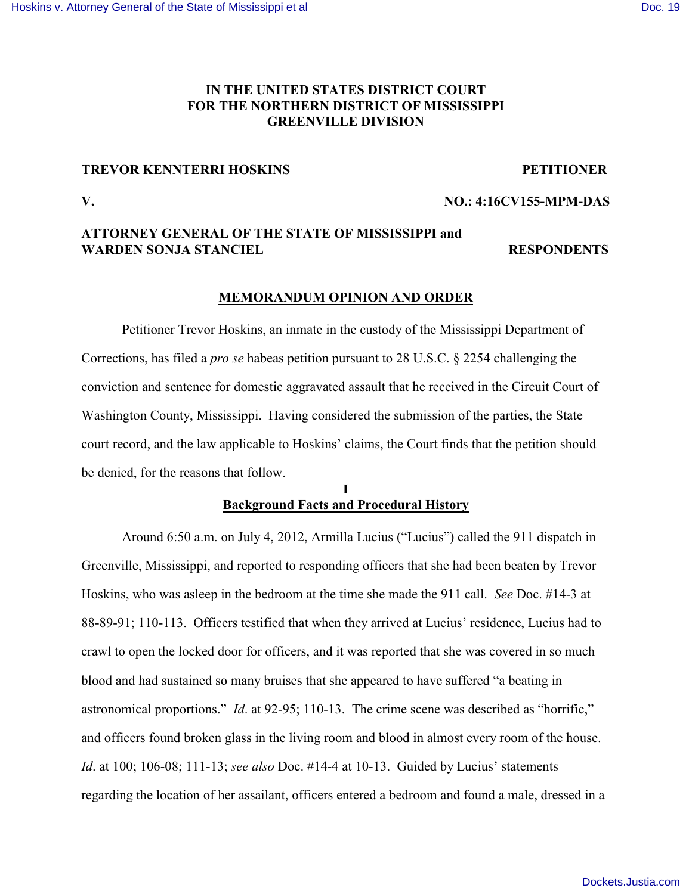# IN THE UNITED STATES DISTRICT COURT
# FOR THE NORTHERN DISTRICT OF MISSISSIPPI
# GREENVILLE DIVISION

**TREVOR KENNTERRI HOSKINS** **PETITIONER**

**V.** **NO.: 4:16CV155-MPM-DAS**

**ATTORNEY GENERAL OF THE STATE OF MISSISSIPPI and WARDEN SONJA STANCIEL** **RESPONDENTS**

## MEMORANDUM OPINION AND ORDER

Petitioner Trevor Hoskins, an inmate in the custody of the Mississippi Department of Corrections, has filed a *pro se* habeas petition pursuant to 28 U.S.C. § 2254 challenging the conviction and sentence for domestic aggravated assault that he received in the Circuit Court of Washington County, Mississippi. Having considered the submission of the parties, the State court record, and the law applicable to Hoskins' claims, the Court finds that the petition should be denied, for the reasons that follow.

## I
## Background Facts and Procedural History

Around 6:50 a.m. on July 4, 2012, Armilla Lucius ("Lucius") called the 911 dispatch in Greenville, Mississippi, and reported to responding officers that she had been beaten by Trevor Hoskins, who was asleep in the bedroom at the time she made the 911 call. *See* Doc. #14-3 at 88-89-91; 110-113. Officers testified that when they arrived at Lucius' residence, Lucius had to crawl to open the locked door for officers, and it was reported that she was covered in so much blood and had sustained so many bruises that she appeared to have suffered "a beating in astronomical proportions." *Id*. at 92-95; 110-13. The crime scene was described as "horrific," and officers found broken glass in the living room and blood in almost every room of the house. *Id*. at 100; 106-08; 111-13; *see also* Doc. #14-4 at 10-13. Guided by Lucius' statements regarding the location of her assailant, officers entered a bedroom and found a male, dressed in a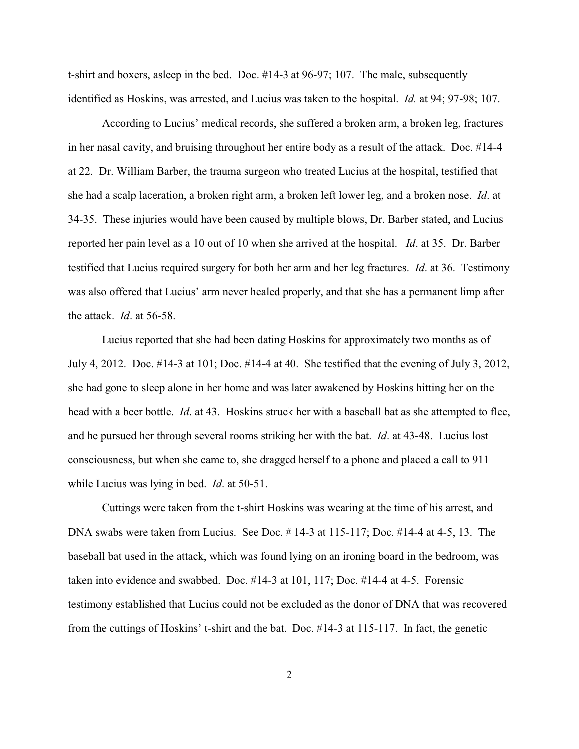t-shirt and boxers, asleep in the bed. Doc. #14-3 at 96-97; 107. The male, subsequently identified as Hoskins, was arrested, and Lucius was taken to the hospital. *Id.* at 94; 97-98; 107.

According to Lucius' medical records, she suffered a broken arm, a broken leg, fractures in her nasal cavity, and bruising throughout her entire body as a result of the attack. Doc. #14-4 at 22. Dr. William Barber, the trauma surgeon who treated Lucius at the hospital, testified that she had a scalp laceration, a broken right arm, a broken left lower leg, and a broken nose. *Id*. at 34-35. These injuries would have been caused by multiple blows, Dr. Barber stated, and Lucius reported her pain level as a 10 out of 10 when she arrived at the hospital. *Id*. at 35. Dr. Barber testified that Lucius required surgery for both her arm and her leg fractures. *Id*. at 36. Testimony was also offered that Lucius' arm never healed properly, and that she has a permanent limp after the attack. *Id*. at 56-58.

Lucius reported that she had been dating Hoskins for approximately two months as of July 4, 2012. Doc. #14-3 at 101; Doc. #14-4 at 40. She testified that the evening of July 3, 2012, she had gone to sleep alone in her home and was later awakened by Hoskins hitting her on the head with a beer bottle. *Id*. at 43. Hoskins struck her with a baseball bat as she attempted to flee, and he pursued her through several rooms striking her with the bat. *Id*. at 43-48. Lucius lost consciousness, but when she came to, she dragged herself to a phone and placed a call to 911 while Lucius was lying in bed. *Id*. at 50-51.

Cuttings were taken from the t-shirt Hoskins was wearing at the time of his arrest, and DNA swabs were taken from Lucius. See Doc. # 14-3 at 115-117; Doc. #14-4 at 4-5, 13. The baseball bat used in the attack, which was found lying on an ironing board in the bedroom, was taken into evidence and swabbed. Doc. #14-3 at 101, 117; Doc. #14-4 at 4-5. Forensic testimony established that Lucius could not be excluded as the donor of DNA that was recovered from the cuttings of Hoskins' t-shirt and the bat. Doc. #14-3 at 115-117. In fact, the genetic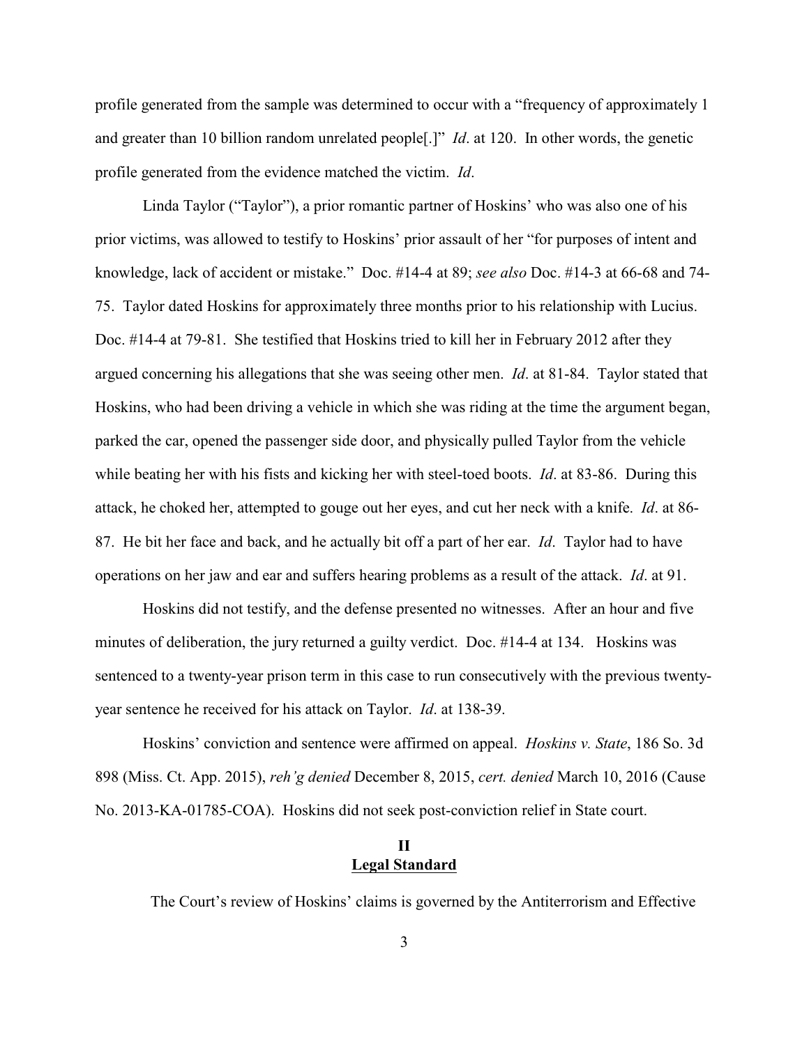profile generated from the sample was determined to occur with a "frequency of approximately 1 and greater than 10 billion random unrelated people[.]" *Id*. at 120. In other words, the genetic profile generated from the evidence matched the victim. *Id*.

Linda Taylor ("Taylor"), a prior romantic partner of Hoskins' who was also one of his prior victims, was allowed to testify to Hoskins' prior assault of her "for purposes of intent and knowledge, lack of accident or mistake." Doc. #14-4 at 89; *see also* Doc. #14-3 at 66-68 and 74-75. Taylor dated Hoskins for approximately three months prior to his relationship with Lucius. Doc. #14-4 at 79-81. She testified that Hoskins tried to kill her in February 2012 after they argued concerning his allegations that she was seeing other men. *Id*. at 81-84. Taylor stated that Hoskins, who had been driving a vehicle in which she was riding at the time the argument began, parked the car, opened the passenger side door, and physically pulled Taylor from the vehicle while beating her with his fists and kicking her with steel-toed boots. *Id*. at 83-86. During this attack, he choked her, attempted to gouge out her eyes, and cut her neck with a knife. *Id*. at 86-87. He bit her face and back, and he actually bit off a part of her ear. *Id*. Taylor had to have operations on her jaw and ear and suffers hearing problems as a result of the attack. *Id*. at 91.

Hoskins did not testify, and the defense presented no witnesses. After an hour and five minutes of deliberation, the jury returned a guilty verdict. Doc. #14-4 at 134. Hoskins was sentenced to a twenty-year prison term in this case to run consecutively with the previous twenty-year sentence he received for his attack on Taylor. *Id*. at 138-39.

Hoskins' conviction and sentence were affirmed on appeal. *Hoskins v. State*, 186 So. 3d 898 (Miss. Ct. App. 2015), *reh'g denied* December 8, 2015, *cert. denied* March 10, 2016 (Cause No. 2013-KA-01785-COA). Hoskins did not seek post-conviction relief in State court.

## II
## <u>Legal Standard</u>

The Court's review of Hoskins' claims is governed by the Antiterrorism and Effective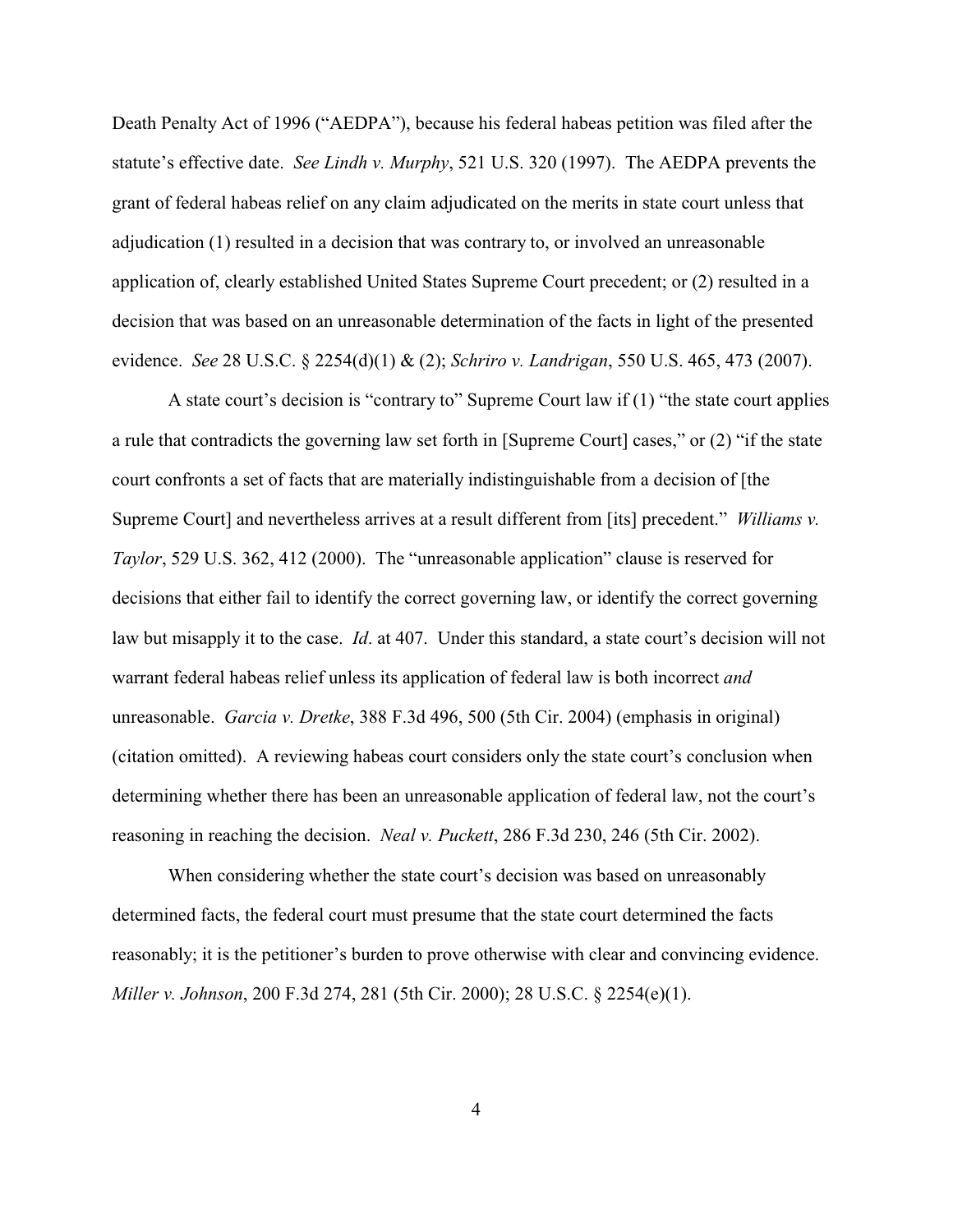Death Penalty Act of 1996 ("AEDPA"), because his federal habeas petition was filed after the statute's effective date. *See Lindh v. Murphy*, 521 U.S. 320 (1997). The AEDPA prevents the grant of federal habeas relief on any claim adjudicated on the merits in state court unless that adjudication (1) resulted in a decision that was contrary to, or involved an unreasonable application of, clearly established United States Supreme Court precedent; or (2) resulted in a decision that was based on an unreasonable determination of the facts in light of the presented evidence. *See* 28 U.S.C. § 2254(d)(1) & (2); *Schriro v. Landrigan*, 550 U.S. 465, 473 (2007).

A state court's decision is "contrary to" Supreme Court law if (1) "the state court applies a rule that contradicts the governing law set forth in [Supreme Court] cases," or (2) "if the state court confronts a set of facts that are materially indistinguishable from a decision of [the Supreme Court] and nevertheless arrives at a result different from [its] precedent." *Williams v. Taylor*, 529 U.S. 362, 412 (2000). The "unreasonable application" clause is reserved for decisions that either fail to identify the correct governing law, or identify the correct governing law but misapply it to the case. *Id*. at 407. Under this standard, a state court's decision will not warrant federal habeas relief unless its application of federal law is both incorrect *and* unreasonable. *Garcia v. Dretke*, 388 F.3d 496, 500 (5th Cir. 2004) (emphasis in original) (citation omitted). A reviewing habeas court considers only the state court's conclusion when determining whether there has been an unreasonable application of federal law, not the court's reasoning in reaching the decision. *Neal v. Puckett*, 286 F.3d 230, 246 (5th Cir. 2002).

When considering whether the state court's decision was based on unreasonably determined facts, the federal court must presume that the state court determined the facts reasonably; it is the petitioner's burden to prove otherwise with clear and convincing evidence. *Miller v. Johnson*, 200 F.3d 274, 281 (5th Cir. 2000); 28 U.S.C. § 2254(e)(1).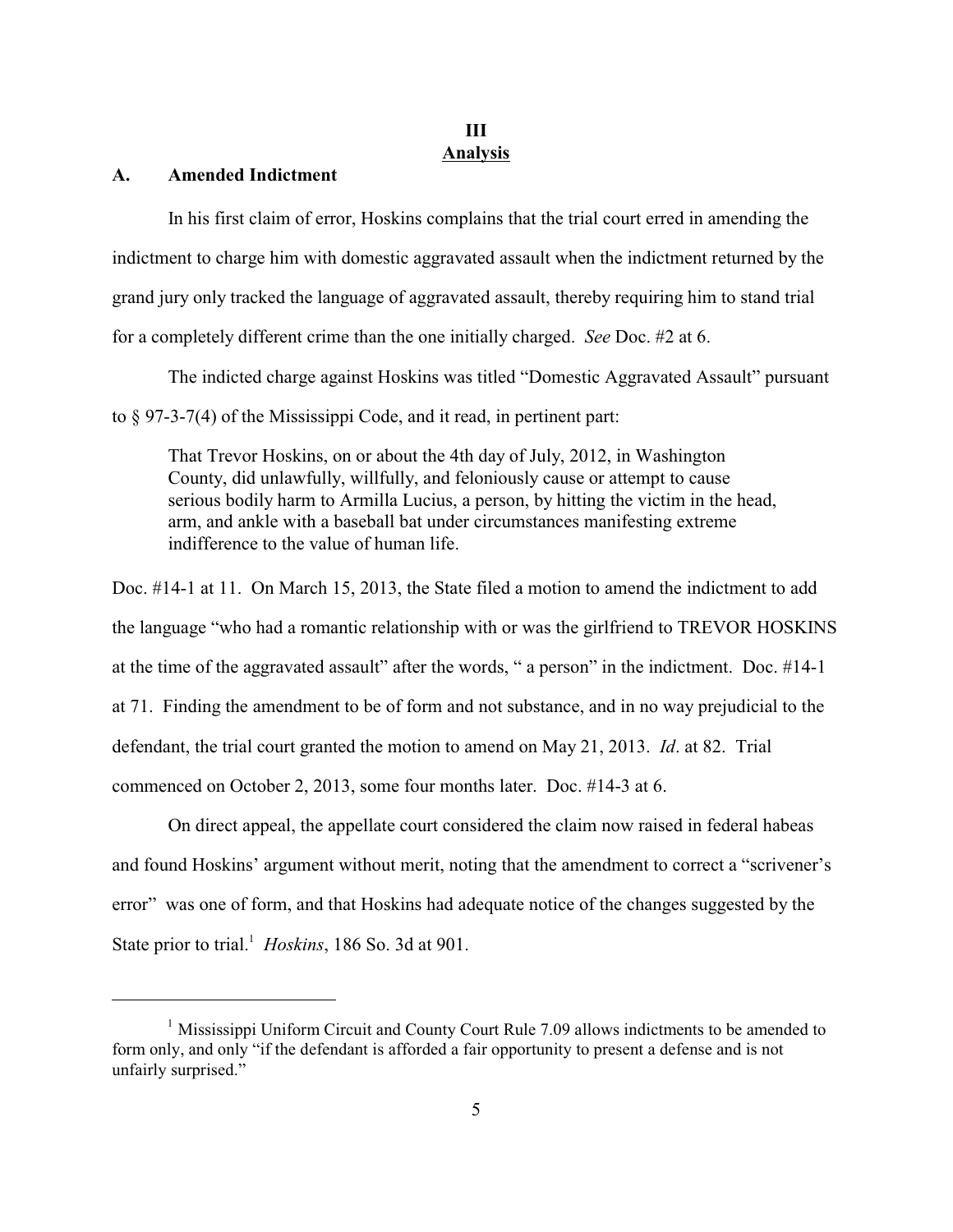## III
## Analysis

### A. Amended Indictment

In his first claim of error, Hoskins complains that the trial court erred in amending the indictment to charge him with domestic aggravated assault when the indictment returned by the grand jury only tracked the language of aggravated assault, thereby requiring him to stand trial for a completely different crime than the one initially charged. *See* Doc. #2 at 6.

The indicted charge against Hoskins was titled "Domestic Aggravated Assault" pursuant to § 97-3-7(4) of the Mississippi Code, and it read, in pertinent part:

> That Trevor Hoskins, on or about the 4th day of July, 2012, in Washington County, did unlawfully, willfully, and feloniously cause or attempt to cause serious bodily harm to Armilla Lucius, a person, by hitting the victim in the head, arm, and ankle with a baseball bat under circumstances manifesting extreme indifference to the value of human life.

Doc. #14-1 at 11. On March 15, 2013, the State filed a motion to amend the indictment to add the language "who had a romantic relationship with or was the girlfriend to TREVOR HOSKINS at the time of the aggravated assault" after the words, " a person" in the indictment. Doc. #14-1 at 71. Finding the amendment to be of form and not substance, and in no way prejudicial to the defendant, the trial court granted the motion to amend on May 21, 2013. *Id*. at 82. Trial commenced on October 2, 2013, some four months later. Doc. #14-3 at 6.

On direct appeal, the appellate court considered the claim now raised in federal habeas and found Hoskins' argument without merit, noting that the amendment to correct a "scrivener's error" was one of form, and that Hoskins had adequate notice of the changes suggested by the State prior to trial.[1] *Hoskins*, 186 So. 3d at 901.

---

[1] Mississippi Uniform Circuit and County Court Rule 7.09 allows indictments to be amended to form only, and only "if the defendant is afforded a fair opportunity to present a defense and is not unfairly surprised."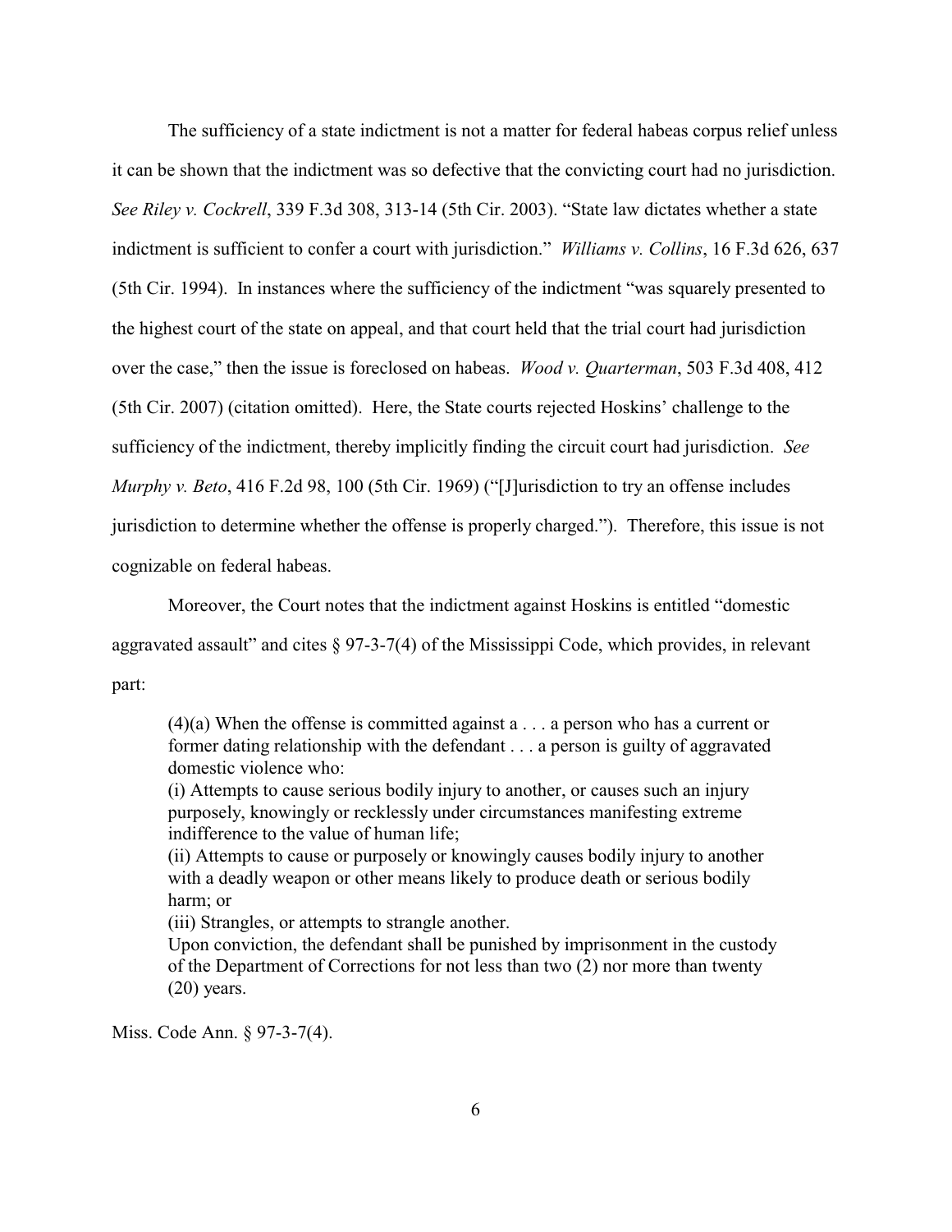The sufficiency of a state indictment is not a matter for federal habeas corpus relief unless it can be shown that the indictment was so defective that the convicting court had no jurisdiction. *See Riley v. Cockrell*, 339 F.3d 308, 313-14 (5th Cir. 2003). "State law dictates whether a state indictment is sufficient to confer a court with jurisdiction." *Williams v. Collins*, 16 F.3d 626, 637 (5th Cir. 1994). In instances where the sufficiency of the indictment "was squarely presented to the highest court of the state on appeal, and that court held that the trial court had jurisdiction over the case," then the issue is foreclosed on habeas. *Wood v. Quarterman*, 503 F.3d 408, 412 (5th Cir. 2007) (citation omitted). Here, the State courts rejected Hoskins' challenge to the sufficiency of the indictment, thereby implicitly finding the circuit court had jurisdiction. *See Murphy v. Beto*, 416 F.2d 98, 100 (5th Cir. 1969) ("[J]urisdiction to try an offense includes jurisdiction to determine whether the offense is properly charged."). Therefore, this issue is not cognizable on federal habeas.

Moreover, the Court notes that the indictment against Hoskins is entitled "domestic aggravated assault" and cites § 97-3-7(4) of the Mississippi Code, which provides, in relevant part:

> (4)(a) When the offense is committed against a . . . a person who has a current or former dating relationship with the defendant . . . a person is guilty of aggravated domestic violence who:
> (i) Attempts to cause serious bodily injury to another, or causes such an injury purposely, knowingly or recklessly under circumstances manifesting extreme indifference to the value of human life;
> (ii) Attempts to cause or purposely or knowingly causes bodily injury to another with a deadly weapon or other means likely to produce death or serious bodily harm; or
> (iii) Strangles, or attempts to strangle another.
> Upon conviction, the defendant shall be punished by imprisonment in the custody of the Department of Corrections for not less than two (2) nor more than twenty (20) years.

Miss. Code Ann. § 97-3-7(4).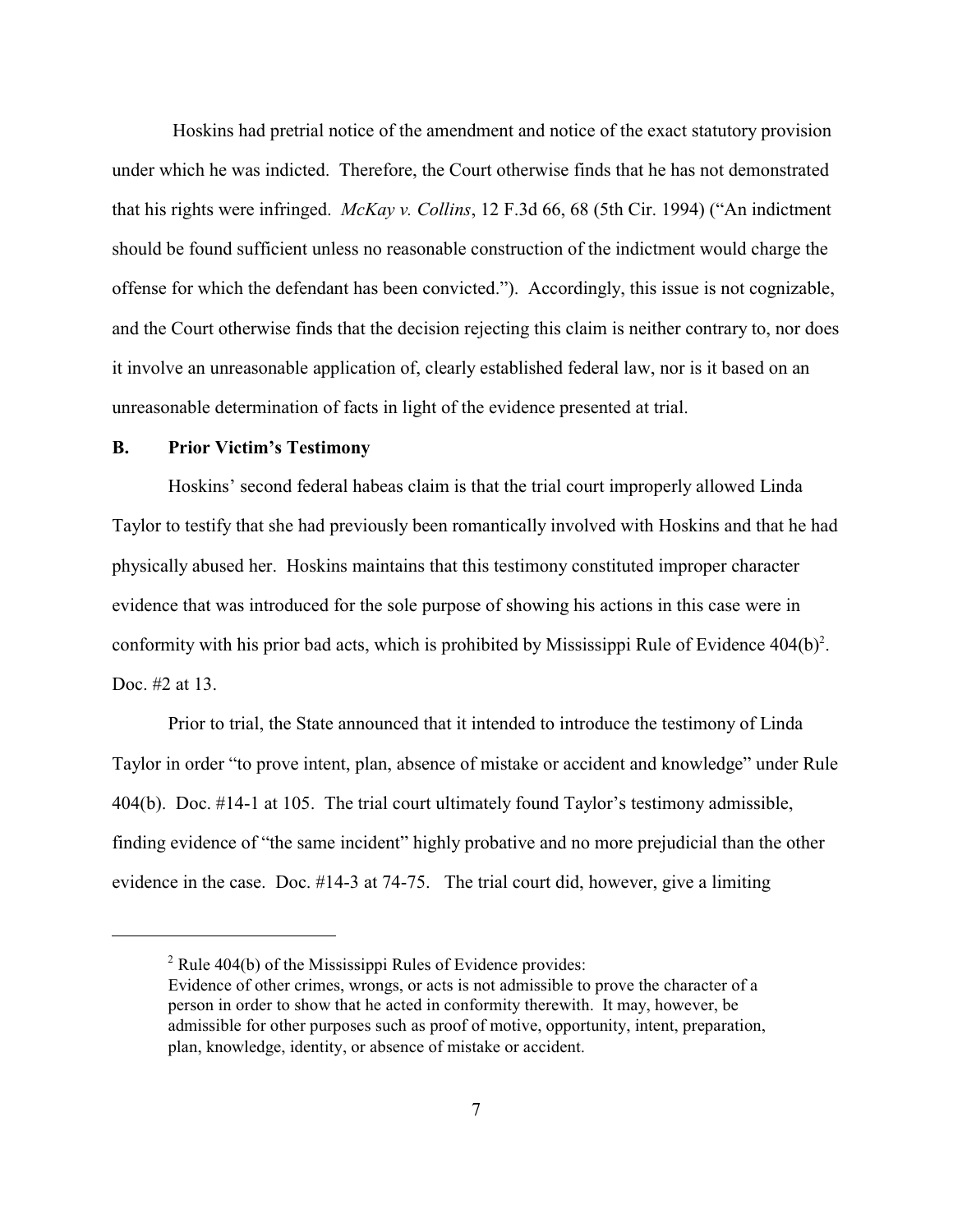Hoskins had pretrial notice of the amendment and notice of the exact statutory provision under which he was indicted. Therefore, the Court otherwise finds that he has not demonstrated that his rights were infringed. *McKay v. Collins*, 12 F.3d 66, 68 (5th Cir. 1994) ("An indictment should be found sufficient unless no reasonable construction of the indictment would charge the offense for which the defendant has been convicted."). Accordingly, this issue is not cognizable, and the Court otherwise finds that the decision rejecting this claim is neither contrary to, nor does it involve an unreasonable application of, clearly established federal law, nor is it based on an unreasonable determination of facts in light of the evidence presented at trial.

### B. Prior Victim's Testimony

Hoskins' second federal habeas claim is that the trial court improperly allowed Linda Taylor to testify that she had previously been romantically involved with Hoskins and that he had physically abused her. Hoskins maintains that this testimony constituted improper character evidence that was introduced for the sole purpose of showing his actions in this case were in conformity with his prior bad acts, which is prohibited by Mississippi Rule of Evidence 404(b)[2]. Doc. #2 at 13.

Prior to trial, the State announced that it intended to introduce the testimony of Linda Taylor in order "to prove intent, plan, absence of mistake or accident and knowledge" under Rule 404(b). Doc. #14-1 at 105. The trial court ultimately found Taylor's testimony admissible, finding evidence of "the same incident" highly probative and no more prejudicial than the other evidence in the case. Doc. #14-3 at 74-75. The trial court did, however, give a limiting

---

[2] Rule 404(b) of the Mississippi Rules of Evidence provides:
Evidence of other crimes, wrongs, or acts is not admissible to prove the character of a person in order to show that he acted in conformity therewith. It may, however, be admissible for other purposes such as proof of motive, opportunity, intent, preparation, plan, knowledge, identity, or absence of mistake or accident.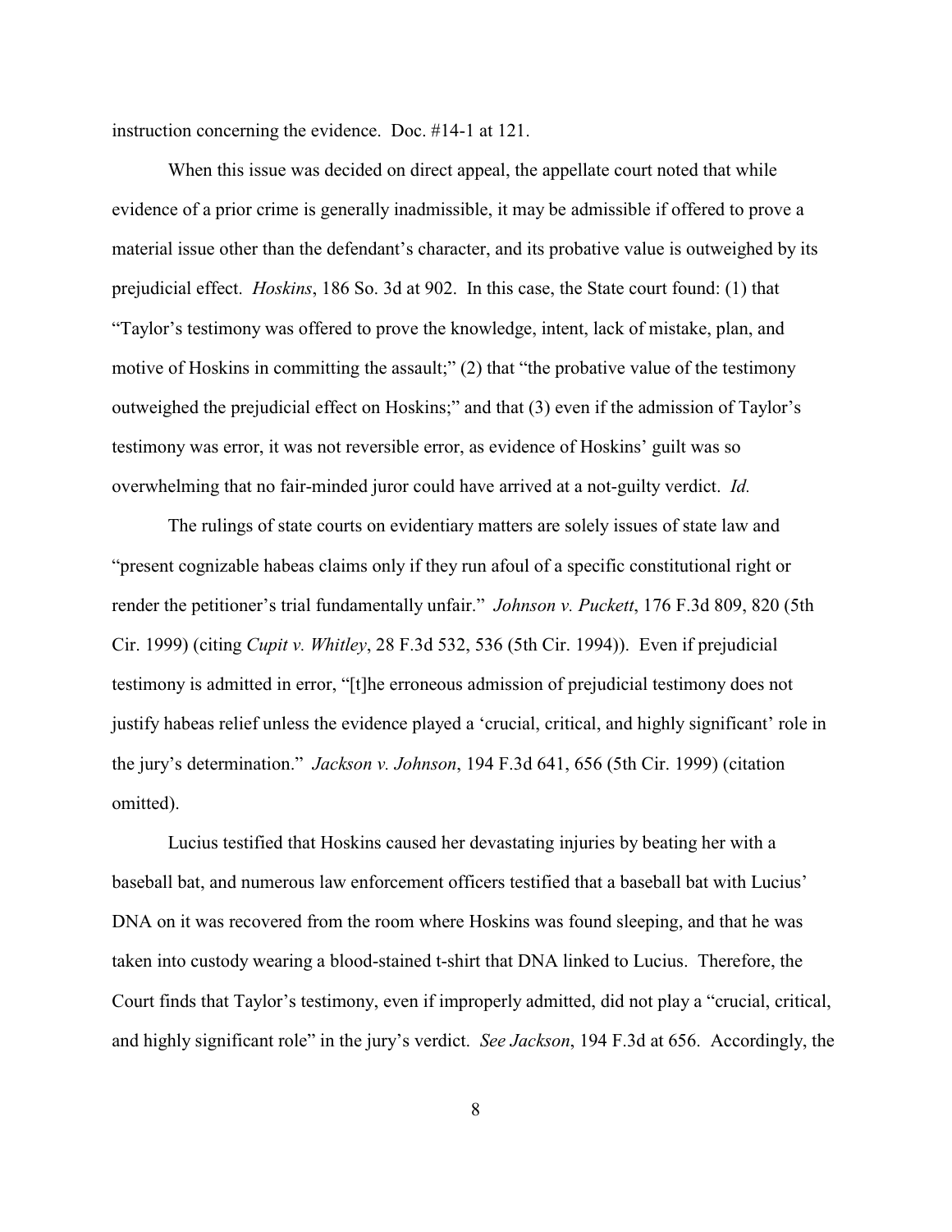instruction concerning the evidence. Doc. #14-1 at 121.

When this issue was decided on direct appeal, the appellate court noted that while evidence of a prior crime is generally inadmissible, it may be admissible if offered to prove a material issue other than the defendant's character, and its probative value is outweighed by its prejudicial effect. *Hoskins*, 186 So. 3d at 902. In this case, the State court found: (1) that "Taylor's testimony was offered to prove the knowledge, intent, lack of mistake, plan, and motive of Hoskins in committing the assault;" (2) that "the probative value of the testimony outweighed the prejudicial effect on Hoskins;" and that (3) even if the admission of Taylor's testimony was error, it was not reversible error, as evidence of Hoskins' guilt was so overwhelming that no fair-minded juror could have arrived at a not-guilty verdict. *Id.*

The rulings of state courts on evidentiary matters are solely issues of state law and "present cognizable habeas claims only if they run afoul of a specific constitutional right or render the petitioner's trial fundamentally unfair." *Johnson v. Puckett*, 176 F.3d 809, 820 (5th Cir. 1999) (citing *Cupit v. Whitley*, 28 F.3d 532, 536 (5th Cir. 1994)). Even if prejudicial testimony is admitted in error, "[t]he erroneous admission of prejudicial testimony does not justify habeas relief unless the evidence played a 'crucial, critical, and highly significant' role in the jury's determination." *Jackson v. Johnson*, 194 F.3d 641, 656 (5th Cir. 1999) (citation omitted).

Lucius testified that Hoskins caused her devastating injuries by beating her with a baseball bat, and numerous law enforcement officers testified that a baseball bat with Lucius' DNA on it was recovered from the room where Hoskins was found sleeping, and that he was taken into custody wearing a blood-stained t-shirt that DNA linked to Lucius. Therefore, the Court finds that Taylor's testimony, even if improperly admitted, did not play a "crucial, critical, and highly significant role" in the jury's verdict. *See Jackson*, 194 F.3d at 656. Accordingly, the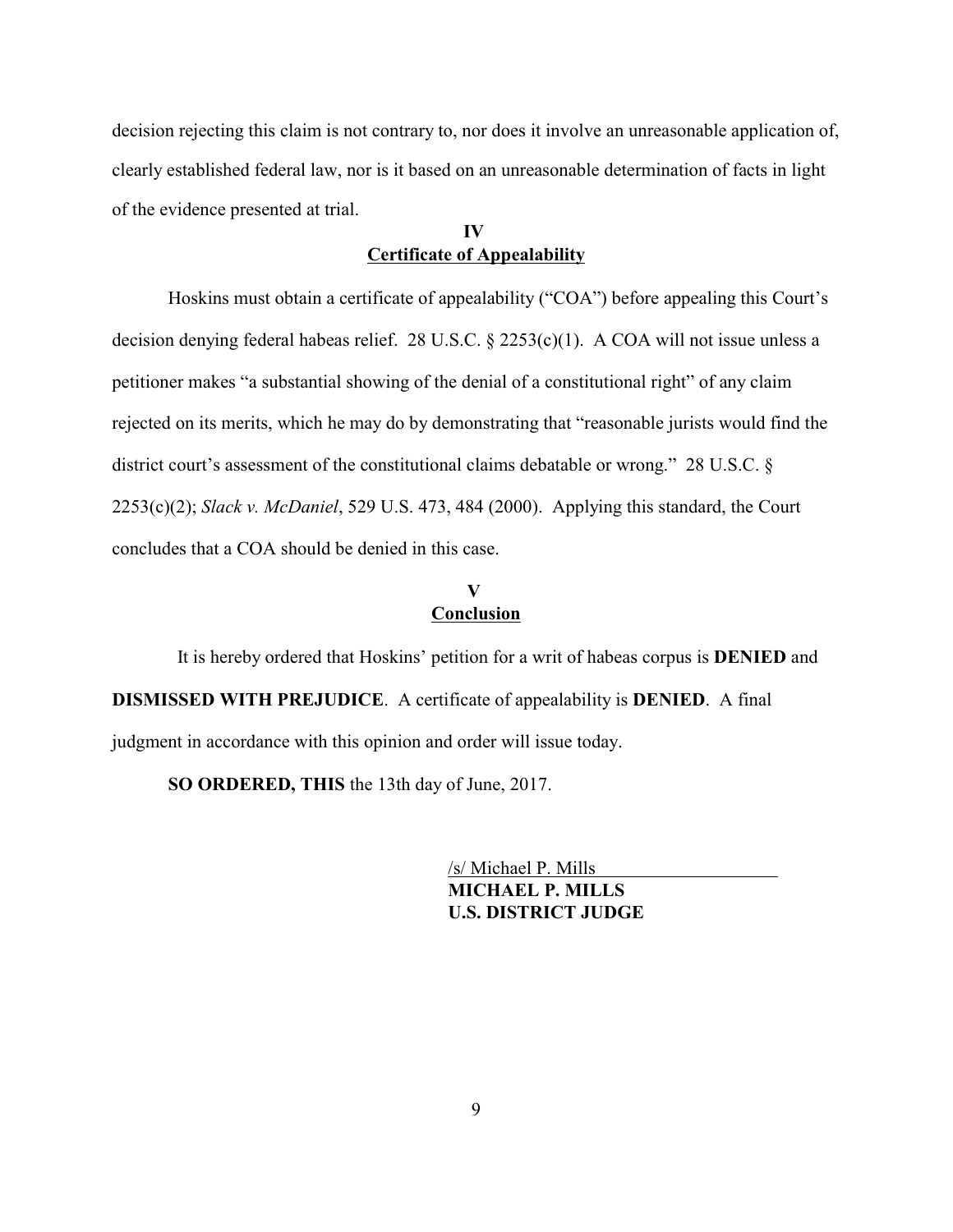decision rejecting this claim is not contrary to, nor does it involve an unreasonable application of, clearly established federal law, nor is it based on an unreasonable determination of facts in light of the evidence presented at trial.

## IV
## Certificate of Appealability

Hoskins must obtain a certificate of appealability ("COA") before appealing this Court's decision denying federal habeas relief. 28 U.S.C. § 2253(c)(1). A COA will not issue unless a petitioner makes "a substantial showing of the denial of a constitutional right" of any claim rejected on its merits, which he may do by demonstrating that "reasonable jurists would find the district court's assessment of the constitutional claims debatable or wrong." 28 U.S.C. § 2253(c)(2); *Slack v. McDaniel*, 529 U.S. 473, 484 (2000). Applying this standard, the Court concludes that a COA should be denied in this case.

## V
## Conclusion

It is hereby ordered that Hoskins' petition for a writ of habeas corpus is **DENIED** and **DISMISSED WITH PREJUDICE**. A certificate of appealability is **DENIED**. A final judgment in accordance with this opinion and order will issue today.

**SO ORDERED, THIS** the 13th day of June, 2017.

/s/ Michael P. Mills
**MICHAEL P. MILLS**
**U.S. DISTRICT JUDGE**